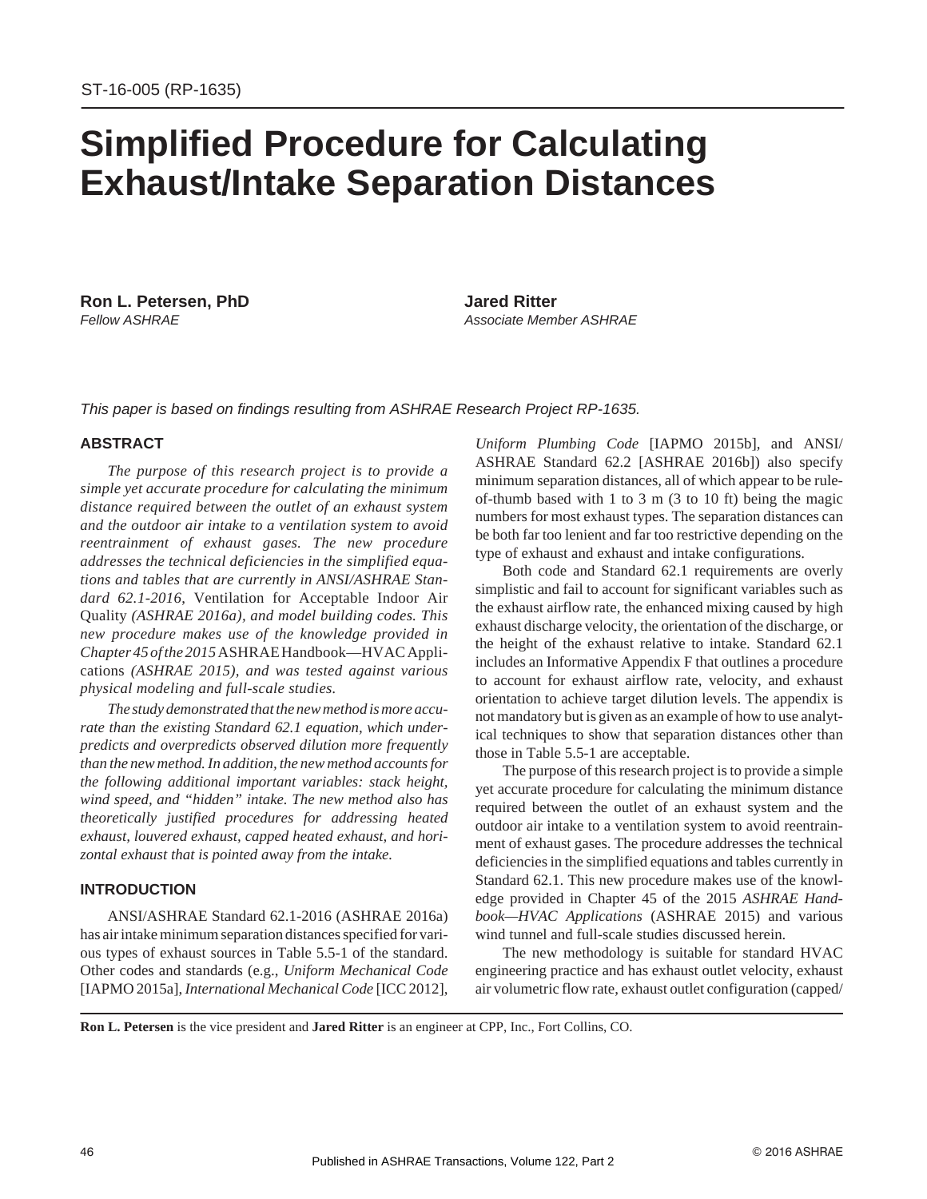ST-16-005 (RP-1635)

# Simplified Procedure for Calculating Exhaust/Intake Separation Distances

**Ron L. Petersen, PhD**
*Fellow ASHRAE*

**Jared Ritter**
*Associate Member ASHRAE*

*This paper is based on findings resulting from ASHRAE Research Project RP-1635.*

## ABSTRACT

*The purpose of this research project is to provide a simple yet accurate procedure for calculating the minimum distance required between the outlet of an exhaust system and the outdoor air intake to a ventilation system to avoid reentrainment of exhaust gases. The new procedure addresses the technical deficiencies in the simplified equations and tables that are currently in ANSI/ASHRAE Standard 62.1-2016*, Ventilation for Acceptable Indoor Air Quality *(ASHRAE 2016a), and model building codes. This new procedure makes use of the knowledge provided in Chapter 45 of the 2015* ASHRAE Handbook—HVAC Applications *(ASHRAE 2015), and was tested against various physical modeling and full-scale studies.*

*The study demonstrated that the new method is more accurate than the existing Standard 62.1 equation, which underpredicts and overpredicts observed dilution more frequently than the new method. In addition, the new method accounts for the following additional important variables: stack height, wind speed, and "hidden" intake. The new method also has theoretically justified procedures for addressing heated exhaust, louvered exhaust, capped heated exhaust, and horizontal exhaust that is pointed away from the intake.*

## INTRODUCTION

ANSI/ASHRAE Standard 62.1-2016 (ASHRAE 2016a) has air intake minimum separation distances specified for various types of exhaust sources in Table 5.5-1 of the standard. Other codes and standards (e.g., *Uniform Mechanical Code* [IAPMO 2015a], *International Mechanical Code* [ICC 2012], *Uniform Plumbing Code* [IAPMO 2015b], and ANSI/ASHRAE Standard 62.2 [ASHRAE 2016b]) also specify minimum separation distances, all of which appear to be rule-of-thumb based with 1 to 3 m (3 to 10 ft) being the magic numbers for most exhaust types. The separation distances can be both far too lenient and far too restrictive depending on the type of exhaust and exhaust and intake configurations.

Both code and Standard 62.1 requirements are overly simplistic and fail to account for significant variables such as the exhaust airflow rate, the enhanced mixing caused by high exhaust discharge velocity, the orientation of the discharge, or the height of the exhaust relative to intake. Standard 62.1 includes an Informative Appendix F that outlines a procedure to account for exhaust airflow rate, velocity, and exhaust orientation to achieve target dilution levels. The appendix is not mandatory but is given as an example of how to use analytical techniques to show that separation distances other than those in Table 5.5-1 are acceptable.

The purpose of this research project is to provide a simple yet accurate procedure for calculating the minimum distance required between the outlet of an exhaust system and the outdoor air intake to a ventilation system to avoid reentrainment of exhaust gases. The procedure addresses the technical deficiencies in the simplified equations and tables currently in Standard 62.1. This new procedure makes use of the knowledge provided in Chapter 45 of the 2015 *ASHRAE Handbook—HVAC Applications* (ASHRAE 2015) and various wind tunnel and full-scale studies discussed herein.

The new methodology is suitable for standard HVAC engineering practice and has exhaust outlet velocity, exhaust air volumetric flow rate, exhaust outlet configuration (capped/

**Ron L. Petersen** is the vice president and **Jared Ritter** is an engineer at CPP, Inc., Fort Collins, CO.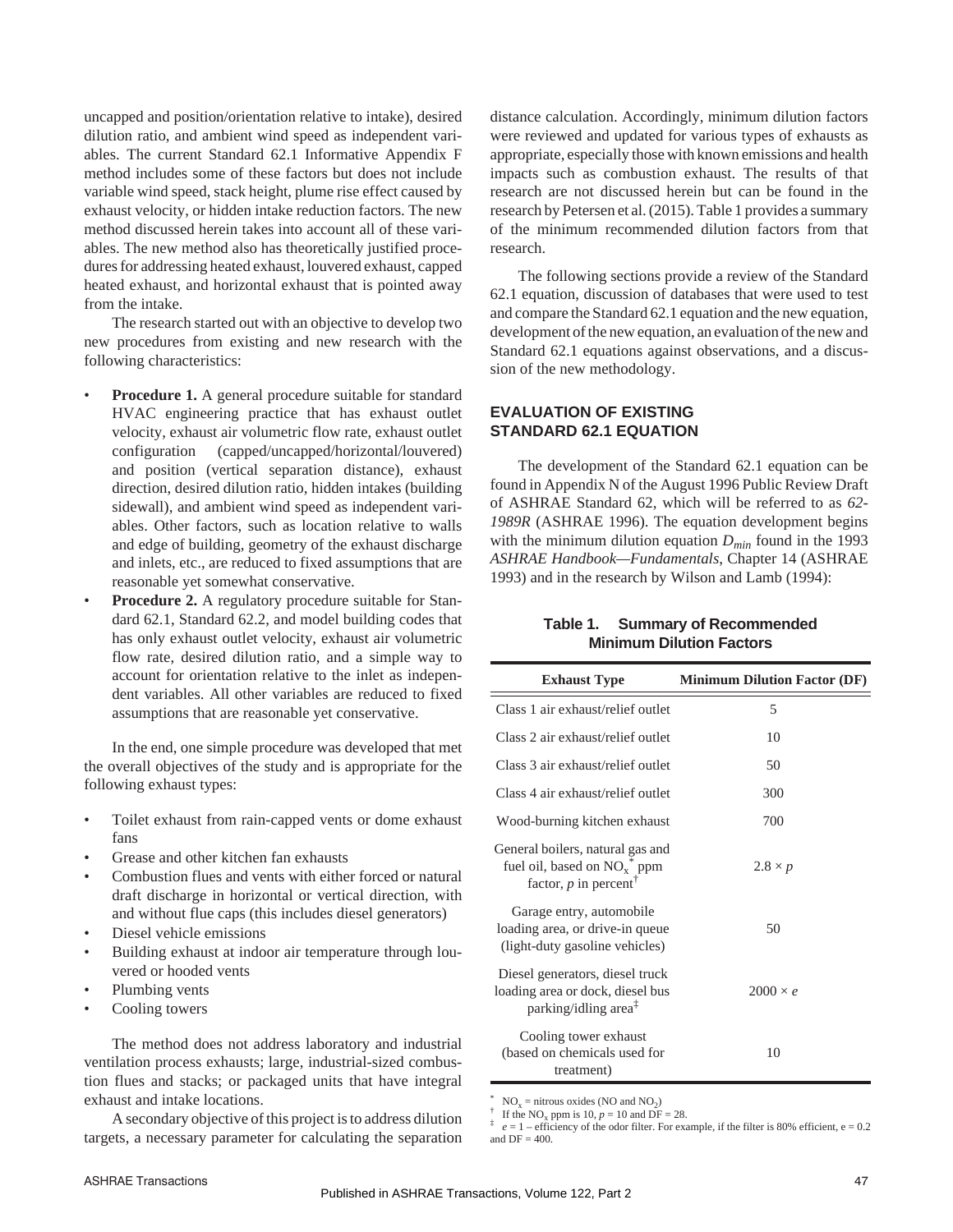uncapped and position/orientation relative to intake), desired dilution ratio, and ambient wind speed as independent variables. The current Standard 62.1 Informative Appendix F method includes some of these factors but does not include variable wind speed, stack height, plume rise effect caused by exhaust velocity, or hidden intake reduction factors. The new method discussed herein takes into account all of these variables. The new method also has theoretically justified procedures for addressing heated exhaust, louvered exhaust, capped heated exhaust, and horizontal exhaust that is pointed away from the intake.

The research started out with an objective to develop two new procedures from existing and new research with the following characteristics:

- **Procedure 1.** A general procedure suitable for standard HVAC engineering practice that has exhaust outlet velocity, exhaust air volumetric flow rate, exhaust outlet configuration (capped/uncapped/horizontal/louvered) and position (vertical separation distance), exhaust direction, desired dilution ratio, hidden intakes (building sidewall), and ambient wind speed as independent variables. Other factors, such as location relative to walls and edge of building, geometry of the exhaust discharge and inlets, etc., are reduced to fixed assumptions that are reasonable yet somewhat conservative.
- **Procedure 2.** A regulatory procedure suitable for Standard 62.1, Standard 62.2, and model building codes that has only exhaust outlet velocity, exhaust air volumetric flow rate, desired dilution ratio, and a simple way to account for orientation relative to the inlet as independent variables. All other variables are reduced to fixed assumptions that are reasonable yet conservative.

In the end, one simple procedure was developed that met the overall objectives of the study and is appropriate for the following exhaust types:

- Toilet exhaust from rain-capped vents or dome exhaust fans
- Grease and other kitchen fan exhausts
- Combustion flues and vents with either forced or natural draft discharge in horizontal or vertical direction, with and without flue caps (this includes diesel generators)
- Diesel vehicle emissions
- Building exhaust at indoor air temperature through louvered or hooded vents
- Plumbing vents
- Cooling towers

The method does not address laboratory and industrial ventilation process exhausts; large, industrial-sized combustion flues and stacks; or packaged units that have integral exhaust and intake locations.

A secondary objective of this project is to address dilution targets, a necessary parameter for calculating the separation distance calculation. Accordingly, minimum dilution factors were reviewed and updated for various types of exhausts as appropriate, especially those with known emissions and health impacts such as combustion exhaust. The results of that research are not discussed herein but can be found in the research by Petersen et al. (2015). Table 1 provides a summary of the minimum recommended dilution factors from that research.

The following sections provide a review of the Standard 62.1 equation, discussion of databases that were used to test and compare the Standard 62.1 equation and the new equation, development of the new equation, an evaluation of the new and Standard 62.1 equations against observations, and a discussion of the new methodology.

## EVALUATION OF EXISTING STANDARD 62.1 EQUATION

The development of the Standard 62.1 equation can be found in Appendix N of the August 1996 Public Review Draft of ASHRAE Standard 62, which will be referred to as *62-1989R* (ASHRAE 1996). The equation development begins with the minimum dilution equation $D_{min}$ found in the 1993 *ASHRAE Handbook—Fundamentals*, Chapter 14 (ASHRAE 1993) and in the research by Wilson and Lamb (1994):

**Table 1. Summary of Recommended Minimum Dilution Factors**

| Exhaust Type | Minimum Dilution Factor (DF) |
|---|---|
| Class 1 air exhaust/relief outlet | 5 |
| Class 2 air exhaust/relief outlet | 10 |
| Class 3 air exhaust/relief outlet | 50 |
| Class 4 air exhaust/relief outlet | 300 |
| Wood-burning kitchen exhaust | 700 |
| General boilers, natural gas and fuel oil, based on $NO_x$* ppm factor, $p$ in percent† | $2.8 \times p$ |
| Garage entry, automobile loading area, or drive-in queue (light-duty gasoline vehicles) | 50 |
| Diesel generators, diesel truck loading area or dock, diesel bus parking/idling area‡ | $2000 \times e$ |
| Cooling tower exhaust (based on chemicals used for treatment) | 10 |

\* $NO_x$ = nitrous oxides (NO and $NO_2$)
† If the $NO_x$ ppm is 10, $p$ = 10 and DF = 28.
‡ $e$ = 1 – efficiency of the odor filter. For example, if the filter is 80% efficient, e = 0.2 and DF = 400.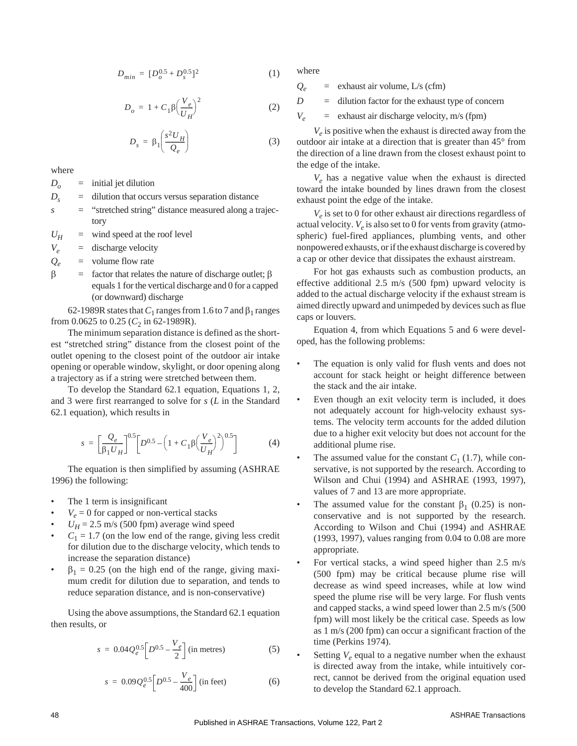$$D_{min} = [D_o^{0.5} + D_s^{0.5}]^2 \quad (1)$$

$$D_o = 1 + C_1\beta\left(\frac{V_e}{U_H}\right)^2 \quad (2)$$

$$D_s = \beta_1\left(\frac{s^2 U_H}{Q_e}\right) \quad (3)$$

where

$D_o$ = initial jet dilution

$D_s$ = dilution that occurs versus separation distance

$s$ = "stretched string" distance measured along a trajectory

$U_H$ = wind speed at the roof level

$V_e$ = discharge velocity

$Q_e$ = volume flow rate

$\beta$ = factor that relates the nature of discharge outlet; $\beta$ equals 1 for the vertical discharge and 0 for a capped (or downward) discharge

62-1989R states that $C_1$ ranges from 1.6 to 7 and $\beta_1$ ranges from 0.0625 to 0.25 ($C_2$ in 62-1989R).

The minimum separation distance is defined as the shortest "stretched string" distance from the closest point of the outlet opening to the closest point of the outdoor air intake opening or operable window, skylight, or door opening along a trajectory as if a string were stretched between them.

To develop the Standard 62.1 equation, Equations 1, 2, and 3 were first rearranged to solve for $s$ ($L$ in the Standard 62.1 equation), which results in

$$s = \left[\frac{Q_e}{\beta_1 U_H}\right]^{0.5}\left[D^{0.5} - \left(1 + C_1\beta\left(\frac{V_e}{U_H}\right)^2\right)^{0.5}\right] \quad (4)$$

The equation is then simplified by assuming (ASHRAE 1996) the following:

- The 1 term is insignificant
- $V_e = 0$ for capped or non-vertical stacks
- $U_H$ = 2.5 m/s (500 fpm) average wind speed
- $C_1 = 1.7$ (on the low end of the range, giving less credit for dilution due to the discharge velocity, which tends to increase the separation distance)
- $\beta_1 = 0.25$ (on the high end of the range, giving maximum credit for dilution due to separation, and tends to reduce separation distance, and is non-conservative)

Using the above assumptions, the Standard 62.1 equation then results, or

$$s = 0.04Q_e^{0.5}\left[D^{0.5} - \frac{V_e}{2}\right] \text{ (in metres)} \quad (5)$$

$$s = 0.09Q_e^{0.5}\left[D^{0.5} - \frac{V_e}{400}\right] \text{ (in feet)} \quad (6)$$

where

$Q_e$ = exhaust air volume, L/s (cfm)

$D$ = dilution factor for the exhaust type of concern

$V_e$ = exhaust air discharge velocity, m/s (fpm)

$V_e$ is positive when the exhaust is directed away from the outdoor air intake at a direction that is greater than 45° from the direction of a line drawn from the closest exhaust point to the edge of the intake.

$V_e$ has a negative value when the exhaust is directed toward the intake bounded by lines drawn from the closest exhaust point the edge of the intake.

$V_e$ is set to 0 for other exhaust air directions regardless of actual velocity. $V_e$ is also set to 0 for vents from gravity (atmospheric) fuel-fired appliances, plumbing vents, and other nonpowered exhausts, or if the exhaust discharge is covered by a cap or other device that dissipates the exhaust airstream.

For hot gas exhausts such as combustion products, an effective additional 2.5 m/s (500 fpm) upward velocity is added to the actual discharge velocity if the exhaust stream is aimed directly upward and unimpeded by devices such as flue caps or louvers.

Equation 4, from which Equations 5 and 6 were developed, has the following problems:

- The equation is only valid for flush vents and does not account for stack height or height difference between the stack and the air intake.
- Even though an exit velocity term is included, it does not adequately account for high-velocity exhaust systems. The velocity term accounts for the added dilution due to a higher exit velocity but does not account for the additional plume rise.
- The assumed value for the constant $C_1$ (1.7), while conservative, is not supported by the research. According to Wilson and Chui (1994) and ASHRAE (1993, 1997), values of 7 and 13 are more appropriate.
- The assumed value for the constant $\beta_1$ (0.25) is non-conservative and is not supported by the research. According to Wilson and Chui (1994) and ASHRAE (1993, 1997), values ranging from 0.04 to 0.08 are more appropriate.
- For vertical stacks, a wind speed higher than 2.5 m/s (500 fpm) may be critical because plume rise will decrease as wind speed increases, while at low wind speed the plume rise will be very large. For flush vents and capped stacks, a wind speed lower than 2.5 m/s (500 fpm) will most likely be the critical case. Speeds as low as 1 m/s (200 fpm) can occur a significant fraction of the time (Perkins 1974).
- Setting $V_e$ equal to a negative number when the exhaust is directed away from the intake, while intuitively correct, cannot be derived from the original equation used to develop the Standard 62.1 approach.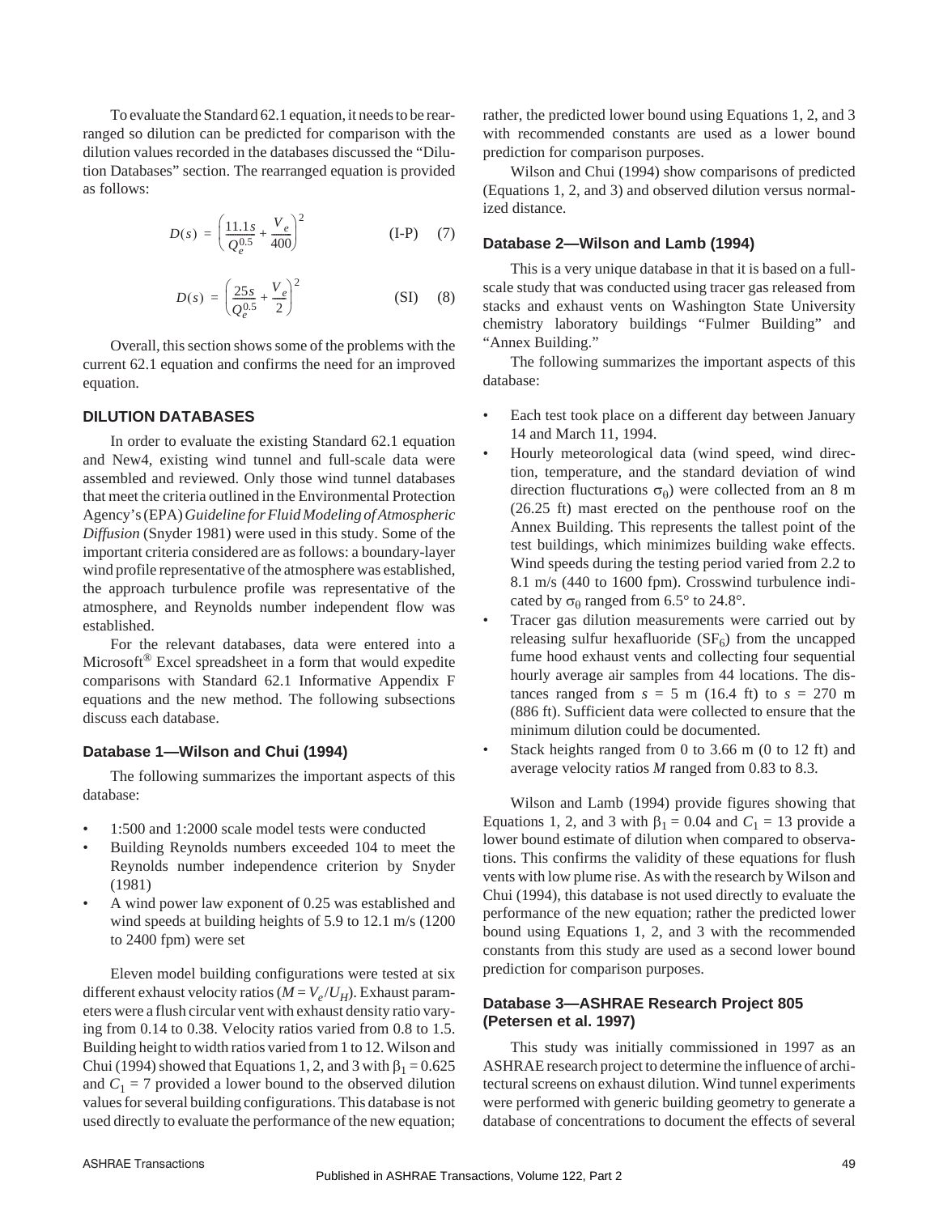To evaluate the Standard 62.1 equation, it needs to be rearranged so dilution can be predicted for comparison with the dilution values recorded in the databases discussed the "Dilution Databases" section. The rearranged equation is provided as follows:

$$D(s) = \left(\frac{11.1s}{Q_e^{0.5}} + \frac{V_e}{400}\right)^2 \qquad \text{(I-P)} \qquad (7)$$

$$D(s) = \left(\frac{25s}{Q_e^{0.5}} + \frac{V_e}{2}\right)^2 \qquad \text{(SI)} \qquad (8)$$

Overall, this section shows some of the problems with the current 62.1 equation and confirms the need for an improved equation.

## DILUTION DATABASES

In order to evaluate the existing Standard 62.1 equation and New4, existing wind tunnel and full-scale data were assembled and reviewed. Only those wind tunnel databases that meet the criteria outlined in the Environmental Protection Agency's (EPA) *Guideline for Fluid Modeling of Atmospheric Diffusion* (Snyder 1981) were used in this study. Some of the important criteria considered are as follows: a boundary-layer wind profile representative of the atmosphere was established, the approach turbulence profile was representative of the atmosphere, and Reynolds number independent flow was established.

For the relevant databases, data were entered into a Microsoft® Excel spreadsheet in a form that would expedite comparisons with Standard 62.1 Informative Appendix F equations and the new method. The following subsections discuss each database.

### Database 1—Wilson and Chui (1994)

The following summarizes the important aspects of this database:

- 1:500 and 1:2000 scale model tests were conducted
- Building Reynolds numbers exceeded 104 to meet the Reynolds number independence criterion by Snyder (1981)
- A wind power law exponent of 0.25 was established and wind speeds at building heights of 5.9 to 12.1 m/s (1200 to 2400 fpm) were set

Eleven model building configurations were tested at six different exhaust velocity ratios ($M = V_e/U_H$). Exhaust parameters were a flush circular vent with exhaust density ratio varying from 0.14 to 0.38. Velocity ratios varied from 0.8 to 1.5. Building height to width ratios varied from 1 to 12. Wilson and Chui (1994) showed that Equations 1, 2, and 3 with $\beta_1 = 0.625$ and $C_1 = 7$ provided a lower bound to the observed dilution values for several building configurations. This database is not used directly to evaluate the performance of the new equation; rather, the predicted lower bound using Equations 1, 2, and 3 with recommended constants are used as a lower bound prediction for comparison purposes.

Wilson and Chui (1994) show comparisons of predicted (Equations 1, 2, and 3) and observed dilution versus normalized distance.

### Database 2—Wilson and Lamb (1994)

This is a very unique database in that it is based on a full-scale study that was conducted using tracer gas released from stacks and exhaust vents on Washington State University chemistry laboratory buildings "Fulmer Building" and "Annex Building."

The following summarizes the important aspects of this database:

- Each test took place on a different day between January 14 and March 11, 1994.
- Hourly meteorological data (wind speed, wind direction, temperature, and the standard deviation of wind direction flucturations $\sigma_\theta$) were collected from an 8 m (26.25 ft) mast erected on the penthouse roof on the Annex Building. This represents the tallest point of the test buildings, which minimizes building wake effects. Wind speeds during the testing period varied from 2.2 to 8.1 m/s (440 to 1600 fpm). Crosswind turbulence indicated by $\sigma_\theta$ ranged from 6.5° to 24.8°.
- Tracer gas dilution measurements were carried out by releasing sulfur hexafluoride ($SF_6$) from the uncapped fume hood exhaust vents and collecting four sequential hourly average air samples from 44 locations. The distances ranged from $s$ = 5 m (16.4 ft) to $s$ = 270 m (886 ft). Sufficient data were collected to ensure that the minimum dilution could be documented.
- Stack heights ranged from 0 to 3.66 m (0 to 12 ft) and average velocity ratios $M$ ranged from 0.83 to 8.3.

Wilson and Lamb (1994) provide figures showing that Equations 1, 2, and 3 with $\beta_1 = 0.04$ and $C_1 = 13$ provide a lower bound estimate of dilution when compared to observations. This confirms the validity of these equations for flush vents with low plume rise. As with the research by Wilson and Chui (1994), this database is not used directly to evaluate the performance of the new equation; rather the predicted lower bound using Equations 1, 2, and 3 with the recommended constants from this study are used as a second lower bound prediction for comparison purposes.

### Database 3—ASHRAE Research Project 805 (Petersen et al. 1997)

This study was initially commissioned in 1997 as an ASHRAE research project to determine the influence of architectural screens on exhaust dilution. Wind tunnel experiments were performed with generic building geometry to generate a database of concentrations to document the effects of several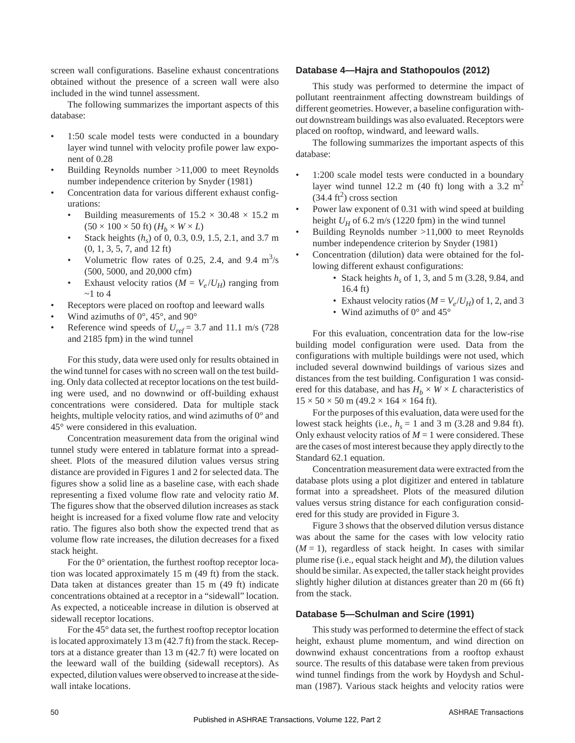screen wall configurations. Baseline exhaust concentrations obtained without the presence of a screen wall were also included in the wind tunnel assessment.

The following summarizes the important aspects of this database:

- 1:50 scale model tests were conducted in a boundary layer wind tunnel with velocity profile power law exponent of 0.28
- Building Reynolds number >11,000 to meet Reynolds number independence criterion by Snyder (1981)
- Concentration data for various different exhaust configurations:
  - Building measurements of 15.2 × 30.48 × 15.2 m (50 × 100 × 50 ft) ($H_b \times W \times L$)
  - Stack heights ($h_s$) of 0, 0.3, 0.9, 1.5, 2.1, and 3.7 m (0, 1, 3, 5, 7, and 12 ft)
  - Volumetric flow rates of 0.25, 2.4, and 9.4 $m^3$/s (500, 5000, and 20,000 cfm)
  - Exhaust velocity ratios ($M = V_e/U_H$) ranging from ~1 to 4
- Receptors were placed on rooftop and leeward walls
- Wind azimuths of 0°, 45°, and 90°
- Reference wind speeds of $U_{ref}$ = 3.7 and 11.1 m/s (728 and 2185 fpm) in the wind tunnel

For this study, data were used only for results obtained in the wind tunnel for cases with no screen wall on the test building. Only data collected at receptor locations on the test building were used, and no downwind or off-building exhaust concentrations were considered. Data for multiple stack heights, multiple velocity ratios, and wind azimuths of 0° and 45° were considered in this evaluation.

Concentration measurement data from the original wind tunnel study were entered in tablature format into a spreadsheet. Plots of the measured dilution values versus string distance are provided in Figures 1 and 2 for selected data. The figures show a solid line as a baseline case, with each shade representing a fixed volume flow rate and velocity ratio $M$. The figures show that the observed dilution increases as stack height is increased for a fixed volume flow rate and velocity ratio. The figures also both show the expected trend that as volume flow rate increases, the dilution decreases for a fixed stack height.

For the 0° orientation, the furthest rooftop receptor location was located approximately 15 m (49 ft) from the stack. Data taken at distances greater than 15 m (49 ft) indicate concentrations obtained at a receptor in a "sidewall" location. As expected, a noticeable increase in dilution is observed at sidewall receptor locations.

For the 45° data set, the furthest rooftop receptor location is located approximately 13 m (42.7 ft) from the stack. Receptors at a distance greater than 13 m (42.7 ft) were located on the leeward wall of the building (sidewall receptors). As expected, dilution values were observed to increase at the sidewall intake locations.

### Database 4—Hajra and Stathopoulos (2012)

This study was performed to determine the impact of pollutant reentrainment affecting downstream buildings of different geometries. However, a baseline configuration without downstream buildings was also evaluated. Receptors were placed on rooftop, windward, and leeward walls.

The following summarizes the important aspects of this database:

- 1:200 scale model tests were conducted in a boundary layer wind tunnel 12.2 m (40 ft) long with a 3.2 $m^2$ (34.4 $ft^2$) cross section
- Power law exponent of 0.31 with wind speed at building height $U_H$ of 6.2 m/s (1220 fpm) in the wind tunnel
- Building Reynolds number >11,000 to meet Reynolds number independence criterion by Snyder (1981)
- Concentration (dilution) data were obtained for the following different exhaust configurations:
  - Stack heights $h_s$ of 1, 3, and 5 m (3.28, 9.84, and 16.4 ft)
  - Exhaust velocity ratios ($M = V_e/U_H$) of 1, 2, and 3
  - Wind azimuths of 0° and 45°

For this evaluation, concentration data for the low-rise building model configuration were used. Data from the configurations with multiple buildings were not used, which included several downwind buildings of various sizes and distances from the test building. Configuration 1 was considered for this database, and has $H_b \times W \times L$ characteristics of 15 × 50 × 50 m (49.2 × 164 × 164 ft).

For the purposes of this evaluation, data were used for the lowest stack heights (i.e., $h_s$ = 1 and 3 m (3.28 and 9.84 ft). Only exhaust velocity ratios of $M$ = 1 were considered. These are the cases of most interest because they apply directly to the Standard 62.1 equation.

Concentration measurement data were extracted from the database plots using a plot digitizer and entered in tablature format into a spreadsheet. Plots of the measured dilution values versus string distance for each configuration considered for this study are provided in Figure 3.

Figure 3 shows that the observed dilution versus distance was about the same for the cases with low velocity ratio ($M$ = 1), regardless of stack height. In cases with similar plume rise (i.e., equal stack height and $M$), the dilution values should be similar. As expected, the taller stack height provides slightly higher dilution at distances greater than 20 m (66 ft) from the stack.

### Database 5—Schulman and Scire (1991)

This study was performed to determine the effect of stack height, exhaust plume momentum, and wind direction on downwind exhaust concentrations from a rooftop exhaust source. The results of this database were taken from previous wind tunnel findings from the work by Hoydysh and Schulman (1987). Various stack heights and velocity ratios were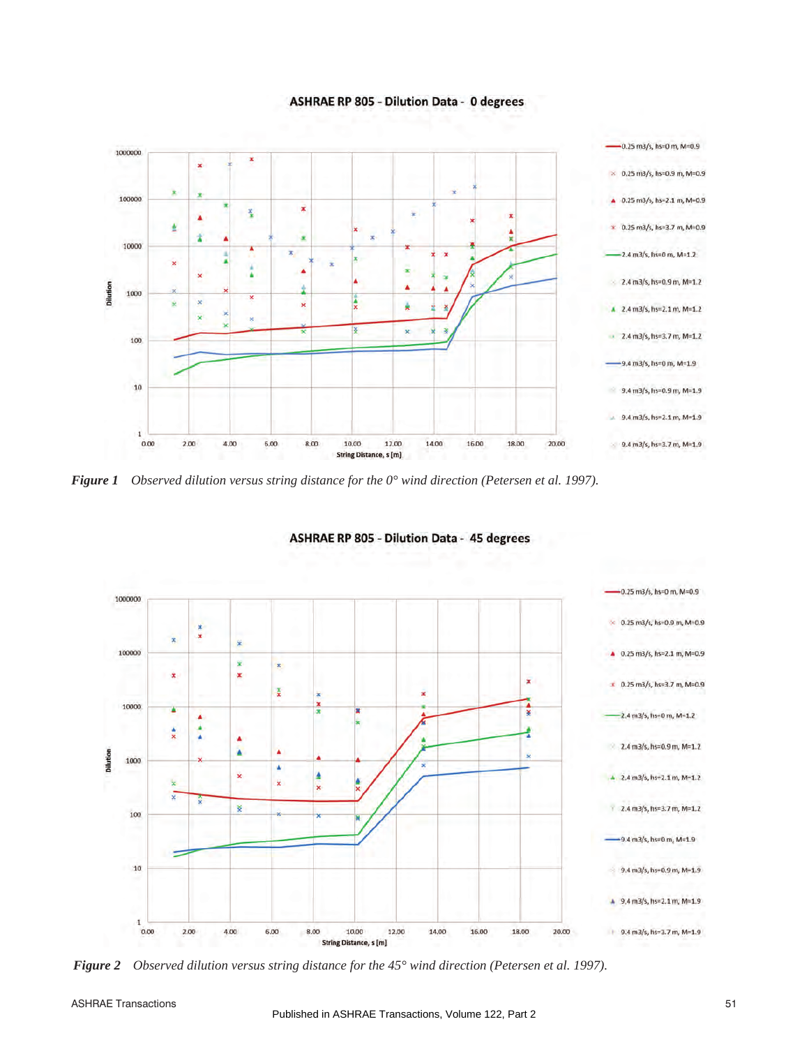*Figure 1   Observed dilution versus string distance for the 0° wind direction (Petersen et al. 1997).*

*Figure 2   Observed dilution versus string distance for the 45° wind direction (Petersen et al. 1997).*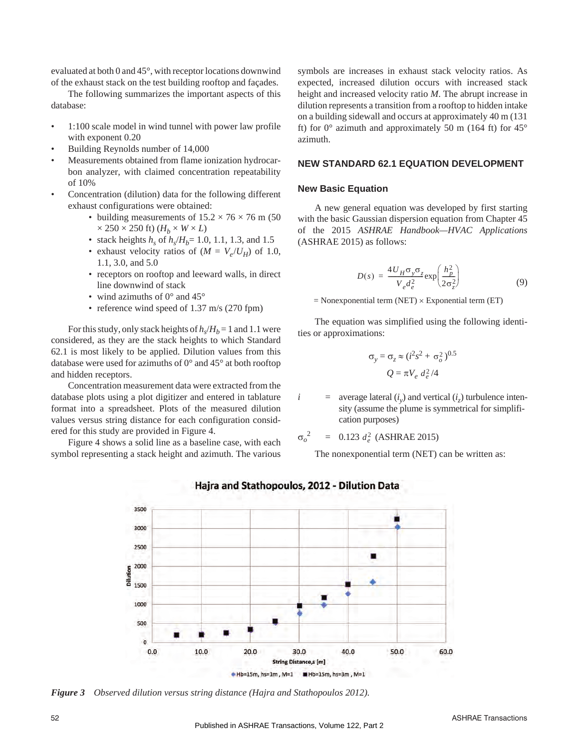evaluated at both 0 and 45°, with receptor locations downwind of the exhaust stack on the test building rooftop and façades.

The following summarizes the important aspects of this database:

- 1:100 scale model in wind tunnel with power law profile with exponent 0.20
- Building Reynolds number of 14,000
- Measurements obtained from flame ionization hydrocarbon analyzer, with claimed concentration repeatability of 10%
- Concentration (dilution) data for the following different exhaust configurations were obtained:
    - building measurements of 15.2 × 76 × 76 m (50 × 250 × 250 ft) ($H_b \times W \times L$)
    - stack heights $h_s$ of $h_s/H_b$= 1.0, 1.1, 1.3, and 1.5
    - exhaust velocity ratios of ($M = V_e/U_H$) of 1.0, 1.1, 3.0, and 5.0
    - receptors on rooftop and leeward walls, in direct line downwind of stack
    - wind azimuths of 0° and 45°
    - reference wind speed of 1.37 m/s (270 fpm)

For this study, only stack heights of $h_s/H_b$ = 1 and 1.1 were considered, as they are the stack heights to which Standard 62.1 is most likely to be applied. Dilution values from this database were used for azimuths of 0° and 45° at both rooftop and hidden receptors.

Concentration measurement data were extracted from the database plots using a plot digitizer and entered in tablature format into a spreadsheet. Plots of the measured dilution values versus string distance for each configuration considered for this study are provided in Figure 4.

Figure 4 shows a solid line as a baseline case, with each symbol representing a stack height and azimuth. The various symbols are increases in exhaust stack velocity ratios. As expected, increased dilution occurs with increased stack height and increased velocity ratio $M$. The abrupt increase in dilution represents a transition from a rooftop to hidden intake on a building sidewall and occurs at approximately 40 m (131 ft) for 0° azimuth and approximately 50 m (164 ft) for 45° azimuth.

## NEW STANDARD 62.1 EQUATION DEVELOPMENT

### New Basic Equation

A new general equation was developed by first starting with the basic Gaussian dispersion equation from Chapter 45 of the 2015 *ASHRAE Handbook—HVAC Applications* (ASHRAE 2015) as follows:

$$D(s) = \frac{4U_H\sigma_y\sigma_z}{V_e d_e^2}\exp\left(\frac{h_p^2}{2\sigma_z^2}\right) \tag{9}$$

= Nonexponential term (NET) × Exponential term (ET)

The equation was simplified using the following identities or approximations:

$$\sigma_y = \sigma_z \approx (i^2 s^2 + \sigma_o^2)^{0.5}$$

$$Q = \pi V_e\, d_e^2/4$$

$i$ = average lateral ($i_y$) and vertical ($i_z$) turbulence intensity (assume the plume is symmetrical for simplification purposes)

$\sigma_o^2$ = $0.123\ d_e^2$ (ASHRAE 2015)

The nonexponential term (NET) can be written as:

*Figure 3 Observed dilution versus string distance (Hajra and Stathopoulos 2012).*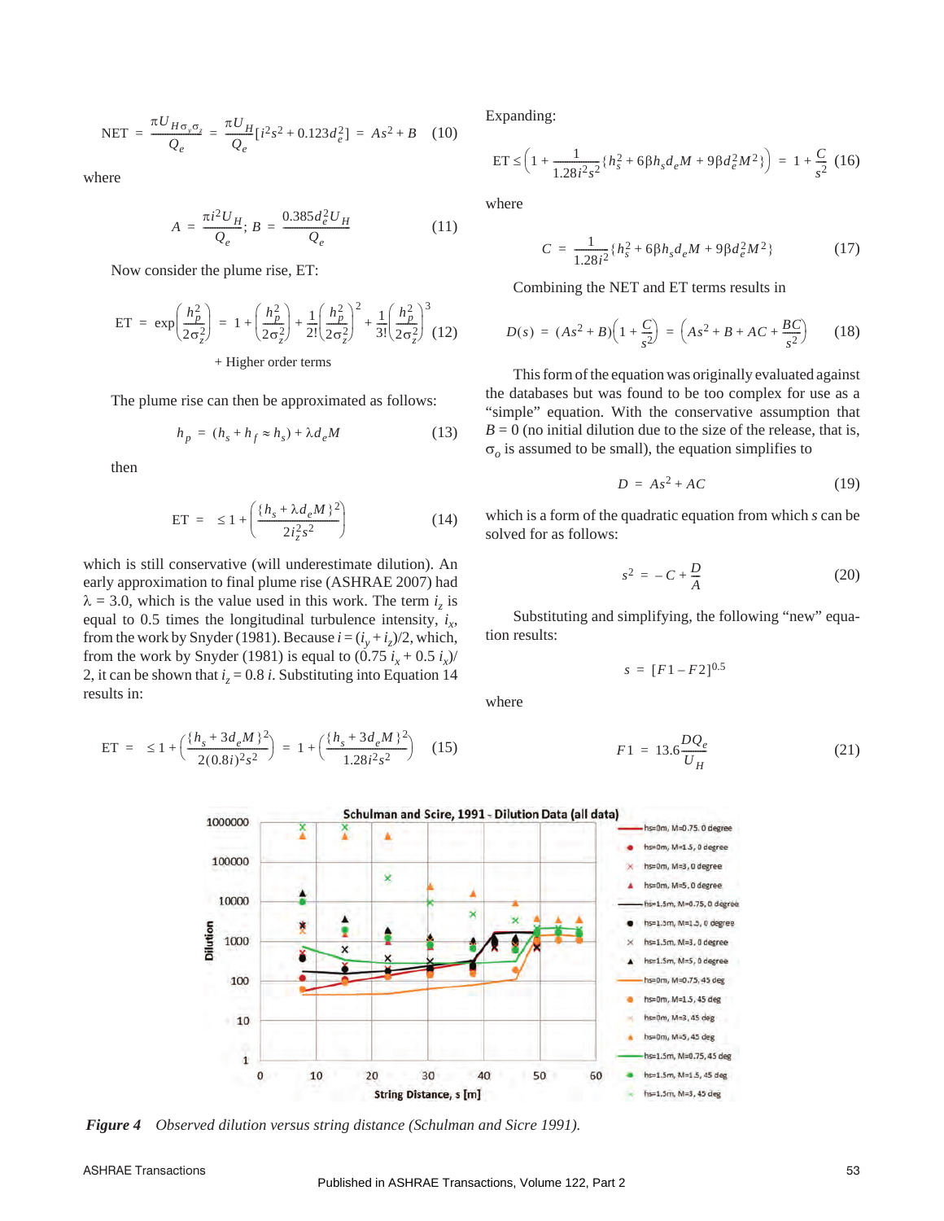$$\text{NET} = \frac{\pi U_{H\sigma_y\sigma_z}}{Q_e} = \frac{\pi U_H}{Q_e}[i^2 s^2 + 0.123 d_e^2] = As^2 + B \quad (10)$$

where

$$A = \frac{\pi i^2 U_H}{Q_e};\ B = \frac{0.385 d_e^2 U_H}{Q_e} \quad (11)$$

Now consider the plume rise, ET:

$$\text{ET} = \exp\left(\frac{h_p^2}{2\sigma_z^2}\right) = 1 + \left(\frac{h_p^2}{2\sigma_z^2}\right) + \frac{1}{2!}\left(\frac{h_p^2}{2\sigma_z^2}\right)^2 + \frac{1}{3!}\left(\frac{h_p^2}{2\sigma_z^2}\right)^3 \quad (12)$$

$$+ \text{Higher order terms}$$

The plume rise can then be approximated as follows:

$$h_p = (h_s + h_f \approx h_s) + \lambda d_e M \quad (13)$$

then

$$\text{ET} = \ \le 1 + \left(\frac{\{h_s + \lambda d_e M\}^2}{2 i_z^2 s^2}\right) \quad (14)$$

which is still conservative (will underestimate dilution). An early approximation to final plume rise (ASHRAE 2007) had $\lambda = 3.0$, which is the value used in this work. The term $i_z$ is equal to 0.5 times the longitudinal turbulence intensity, $i_x$, from the work by Snyder (1981). Because $i = (i_y + i_z)/2$, which, from the work by Snyder (1981) is equal to $(0.75\ i_x + 0.5\ i_x)/2$, it can be shown that $i_z = 0.8\ i$. Substituting into Equation 14 results in:

$$\text{ET} = \ \le 1 + \left(\frac{\{h_s + 3 d_e M\}^2}{2(0.8i)^2 s^2}\right) = 1 + \left(\frac{\{h_s + 3 d_e M\}^2}{1.28 i^2 s^2}\right) \quad (15)$$

Expanding:

$$\text{ET} \le \left(1 + \frac{1}{1.28 i^2 s^2}\{h_s^2 + 6\beta h_s d_e M + 9\beta d_e^2 M^2\}\right) = 1 + \frac{C}{s^2} \quad (16)$$

where

$$C = \frac{1}{1.28 i^2}\{h_s^2 + 6\beta h_s d_e M + 9\beta d_e^2 M^2\} \quad (17)$$

Combining the NET and ET terms results in

$$D(s) = (As^2 + B)\left(1 + \frac{C}{s^2}\right) = \left(As^2 + B + AC + \frac{BC}{s^2}\right) \quad (18)$$

This form of the equation was originally evaluated against the databases but was found to be too complex for use as a "simple" equation. With the conservative assumption that $B = 0$ (no initial dilution due to the size of the release, that is, $\sigma_o$ is assumed to be small), the equation simplifies to

$$D = As^2 + AC \quad (19)$$

which is a form of the quadratic equation from which $s$ can be solved for as follows:

$$s^2 = -C + \frac{D}{A} \quad (20)$$

Substituting and simplifying, the following "new" equation results:

$$s = [F1 - F2]^{0.5}$$

where

$$F1 = 13.6\frac{DQ_e}{U_H} \quad (21)$$

*Figure 4 Observed dilution versus string distance (Schulman and Sicre 1991).*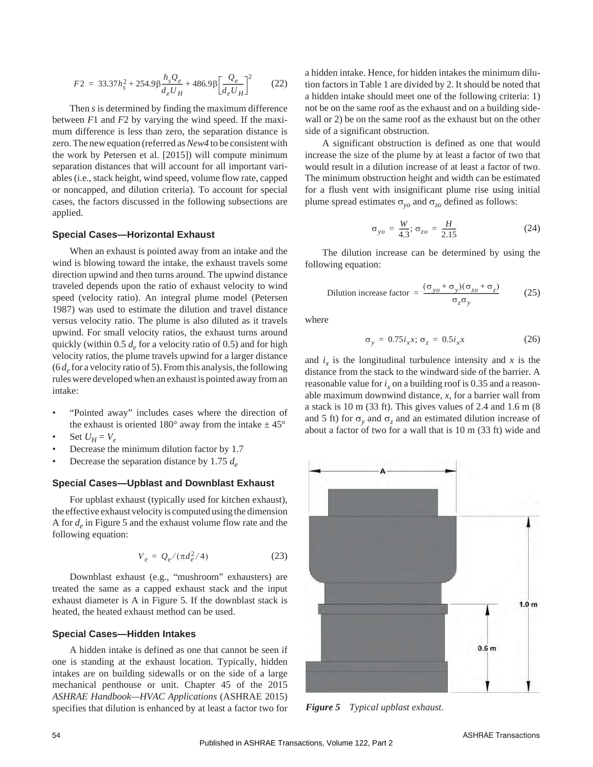$$F2 = 33.37h_s^2 + 254.9\beta\frac{h_s Q_e}{d_e U_H} + 486.9\beta\left[\frac{Q_e}{d_e U_H}\right]^2 \qquad (22)$$

Then *s* is determined by finding the maximum difference between $F1$ and $F2$ by varying the wind speed. If the maximum difference is less than zero, the separation distance is zero. The new equation (referred as *New4* to be consistent with the work by Petersen et al. [2015]) will compute minimum separation distances that will account for all important variables (i.e., stack height, wind speed, volume flow rate, capped or noncapped, and dilution criteria). To account for special cases, the factors discussed in the following subsections are applied.

### Special Cases—Horizontal Exhaust

When an exhaust is pointed away from an intake and the wind is blowing toward the intake, the exhaust travels some direction upwind and then turns around. The upwind distance traveled depends upon the ratio of exhaust velocity to wind speed (velocity ratio). An integral plume model (Petersen 1987) was used to estimate the dilution and travel distance versus velocity ratio. The plume is also diluted as it travels upwind. For small velocity ratios, the exhaust turns around quickly (within 0.5 $d_e$ for a velocity ratio of 0.5) and for high velocity ratios, the plume travels upwind for a larger distance (6 $d_e$ for a velocity ratio of 5). From this analysis, the following rules were developed when an exhaust is pointed away from an intake:

- "Pointed away" includes cases where the direction of the exhaust is oriented 180° away from the intake ± 45°
- Set $U_H = V_e$
- Decrease the minimum dilution factor by 1.7
- Decrease the separation distance by 1.75 $d_e$

### Special Cases—Upblast and Downblast Exhaust

For upblast exhaust (typically used for kitchen exhaust), the effective exhaust velocity is computed using the dimension A for $d_e$ in Figure 5 and the exhaust volume flow rate and the following equation:

$$V_e = Q_e/(\pi d_e^2/4) \qquad (23)$$

Downblast exhaust (e.g., "mushroom" exhausters) are treated the same as a capped exhaust stack and the input exhaust diameter is A in Figure 5. If the downblast stack is heated, the heated exhaust method can be used.

### Special Cases—Hidden Intakes

A hidden intake is defined as one that cannot be seen if one is standing at the exhaust location. Typically, hidden intakes are on building sidewalls or on the side of a large mechanical penthouse or unit. Chapter 45 of the 2015 *ASHRAE Handbook—HVAC Applications* (ASHRAE 2015) specifies that dilution is enhanced by at least a factor two for a hidden intake. Hence, for hidden intakes the minimum dilution factors in Table 1 are divided by 2. It should be noted that a hidden intake should meet one of the following criteria: 1) not be on the same roof as the exhaust and on a building sidewall or 2) be on the same roof as the exhaust but on the other side of a significant obstruction.

A significant obstruction is defined as one that would increase the size of the plume by at least a factor of two that would result in a dilution increase of at least a factor of two. The minimum obstruction height and width can be estimated for a flush vent with insignificant plume rise using initial plume spread estimates $\sigma_{yo}$ and $\sigma_{zo}$ defined as follows:

$$\sigma_{yo} = \frac{W}{4.3};\ \sigma_{zo} = \frac{H}{2.15} \qquad (24)$$

The dilution increase can be determined by using the following equation:

$$\text{Dilution increase factor} = \frac{(\sigma_{yo} + \sigma_y)(\sigma_{zo} + \sigma_z)}{\sigma_z \sigma_y} \qquad (25)$$

where

$$\sigma_y = 0.75 i_x x;\ \sigma_z = 0.5 i_x x \qquad (26)$$

and $i_x$ is the longitudinal turbulence intensity and *x* is the distance from the stack to the windward side of the barrier. A reasonable value for $i_x$ on a building roof is 0.35 and a reasonable maximum downwind distance, *x*, for a barrier wall from a stack is 10 m (33 ft). This gives values of 2.4 and 1.6 m (8 and 5 ft) for $\sigma_y$ and $\sigma_z$ and an estimated dilution increase of about a factor of two for a wall that is 10 m (33 ft) wide and

***Figure 5** Typical upblast exhaust.*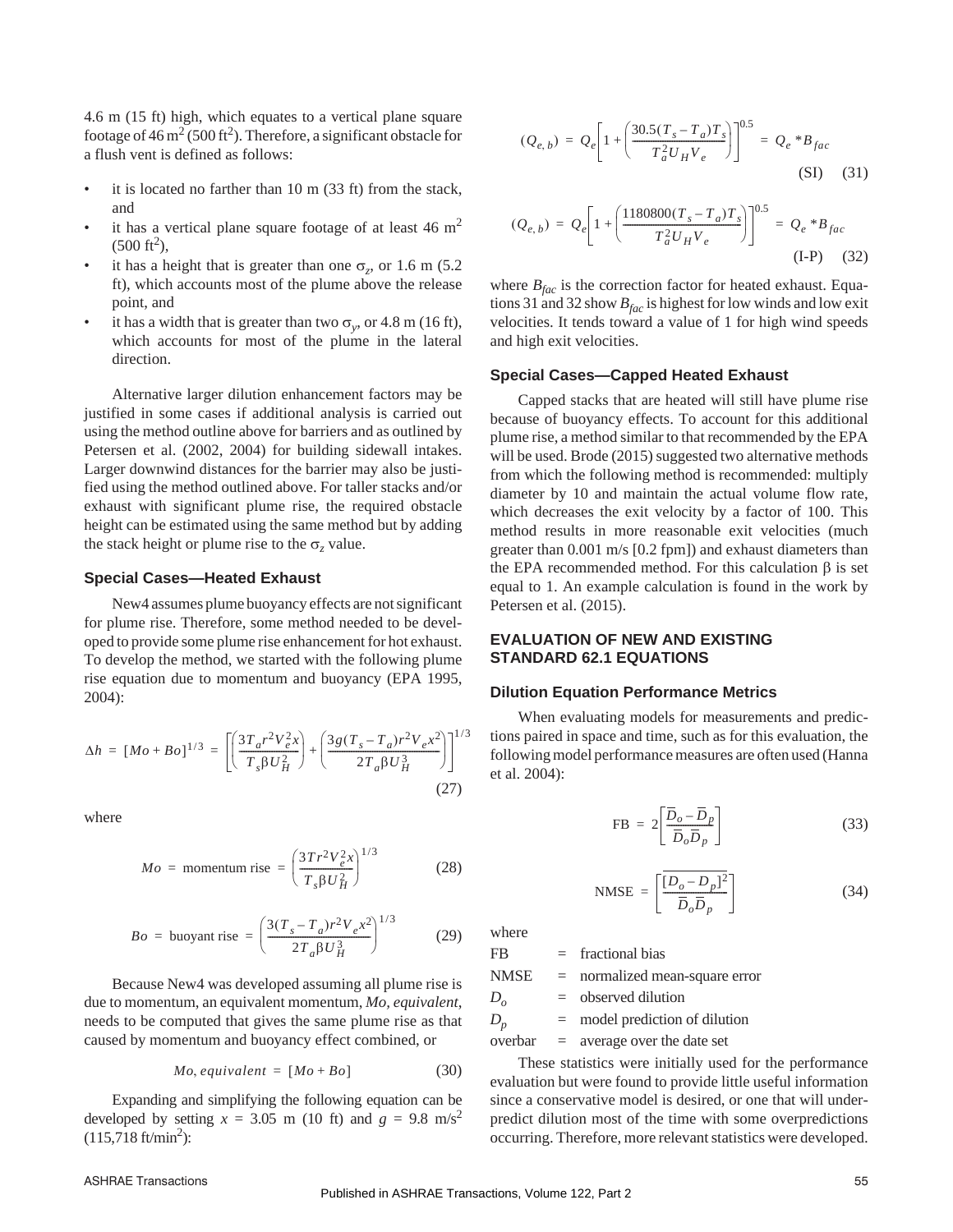4.6 m (15 ft) high, which equates to a vertical plane square footage of 46 m$^2$ (500 ft$^2$). Therefore, a significant obstacle for a flush vent is defined as follows:

- it is located no farther than 10 m (33 ft) from the stack, and
- it has a vertical plane square footage of at least 46 m$^2$ (500 ft$^2$),
- it has a height that is greater than one $\sigma_z$, or 1.6 m (5.2 ft), which accounts most of the plume above the release point, and
- it has a width that is greater than two $\sigma_y$, or 4.8 m (16 ft), which accounts for most of the plume in the lateral direction.

Alternative larger dilution enhancement factors may be justified in some cases if additional analysis is carried out using the method outline above for barriers and as outlined by Petersen et al. (2002, 2004) for building sidewall intakes. Larger downwind distances for the barrier may also be justified using the method outlined above. For taller stacks and/or exhaust with significant plume rise, the required obstacle height can be estimated using the same method but by adding the stack height or plume rise to the $\sigma_z$ value.

### Special Cases—Heated Exhaust

New4 assumes plume buoyancy effects are not significant for plume rise. Therefore, some method needed to be developed to provide some plume rise enhancement for hot exhaust. To develop the method, we started with the following plume rise equation due to momentum and buoyancy (EPA 1995, 2004):

$$\Delta h = [Mo + Bo]^{1/3} = \left[\left(\frac{3T_a r^2 V_e^2 x}{T_s \beta U_H^2}\right) + \left(\frac{3g(T_s - T_a) r^2 V_e x^2}{2T_a \beta U_H^3}\right)\right]^{1/3} \tag{27}$$

where

$$Mo = \text{momentum rise} = \left(\frac{3Tr^2 V_e^2 x}{T_s \beta U_H^2}\right)^{1/3} \tag{28}$$

$$Bo = \text{buoyant rise} = \left(\frac{3(T_s - T_a) r^2 V_e x^2}{2T_a \beta U_H^3}\right)^{1/3} \tag{29}$$

Because New4 was developed assuming all plume rise is due to momentum, an equivalent momentum, *Mo, equivalent*, needs to be computed that gives the same plume rise as that caused by momentum and buoyancy effect combined, or

$$Mo, equivalent = [Mo + Bo] \tag{30}$$

Expanding and simplifying the following equation can be developed by setting $x$ = 3.05 m (10 ft) and $g$ = 9.8 m/s$^2$ (115,718 ft/min$^2$):

$$(Q_{e,b}) = Q_e\left[1 + \left(\frac{30.5(T_s - T_a)T_s}{T_a^2 U_H V_e}\right)\right]^{0.5} = Q_e * B_{fac} \quad \text{(SI)} \tag{31}$$

$$(Q_{e,b}) = Q_e\left[1 + \left(\frac{1180800(T_s - T_a)T_s}{T_a^2 U_H V_e}\right)\right]^{0.5} = Q_e * B_{fac} \quad \text{(I-P)} \tag{32}$$

where $B_{fac}$ is the correction factor for heated exhaust. Equations 31 and 32 show $B_{fac}$ is highest for low winds and low exit velocities. It tends toward a value of 1 for high wind speeds and high exit velocities.

### Special Cases—Capped Heated Exhaust

Capped stacks that are heated will still have plume rise because of buoyancy effects. To account for this additional plume rise, a method similar to that recommended by the EPA will be used. Brode (2015) suggested two alternative methods from which the following method is recommended: multiply diameter by 10 and maintain the actual volume flow rate, which decreases the exit velocity by a factor of 100. This method results in more reasonable exit velocities (much greater than 0.001 m/s [0.2 fpm]) and exhaust diameters than the EPA recommended method. For this calculation $\beta$ is set equal to 1. An example calculation is found in the work by Petersen et al. (2015).

## EVALUATION OF NEW AND EXISTING STANDARD 62.1 EQUATIONS

### Dilution Equation Performance Metrics

When evaluating models for measurements and predictions paired in space and time, such as for this evaluation, the following model performance measures are often used (Hanna et al. 2004):

$$\text{FB} = 2\left[\frac{\overline{D}_o - \overline{D}_p}{\overline{D}_o \overline{D}_p}\right] \tag{33}$$

$$\text{NMSE} = \left[\frac{\overline{[D_o - D_p]^2}}{\overline{D}_o \overline{D}_p}\right] \tag{34}$$

where

FB = fractional bias
NMSE = normalized mean-square error
$D_o$ = observed dilution
$D_p$ = model prediction of dilution
overbar = average over the date set

These statistics were initially used for the performance evaluation but were found to provide little useful information since a conservative model is desired, or one that will underpredict dilution most of the time with some overpredictions occurring. Therefore, more relevant statistics were developed.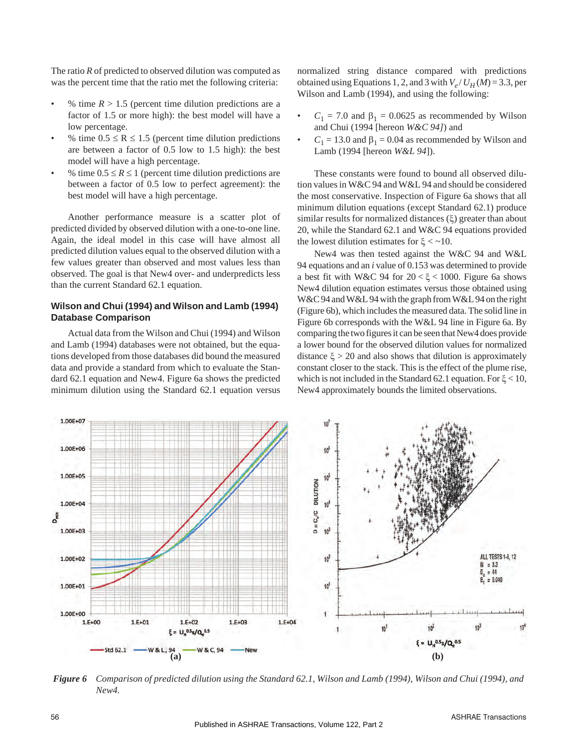The ratio $R$ of predicted to observed dilution was computed as was the percent time that the ratio met the following criteria:

- % time $R > 1.5$ (percent time dilution predictions are a factor of 1.5 or more high): the best model will have a low percentage.
- % time $0.5 \le R \le 1.5$ (percent time dilution predictions are between a factor of 0.5 low to 1.5 high): the best model will have a high percentage.
- % time $0.5 \le R \le 1$ (percent time dilution predictions are between a factor of 0.5 low to perfect agreement): the best model will have a high percentage.

Another performance measure is a scatter plot of predicted divided by observed dilution with a one-to-one line. Again, the ideal model in this case will have almost all predicted dilution values equal to the observed dilution with a few values greater than observed and most values less than observed. The goal is that New4 over- and underpredicts less than the current Standard 62.1 equation.

## Wilson and Chui (1994) and Wilson and Lamb (1994) Database Comparison

Actual data from the Wilson and Chui (1994) and Wilson and Lamb (1994) databases were not obtained, but the equations developed from those databases did bound the measured data and provide a standard from which to evaluate the Standard 62.1 equation and New4. Figure 6a shows the predicted minimum dilution using the Standard 62.1 equation versus normalized string distance compared with predictions obtained using Equations 1, 2, and 3 with $V_e / U_H(M) = 3.3$, per Wilson and Lamb (1994), and using the following:

- $C_1 = 7.0$ and $\beta_1 = 0.0625$ as recommended by Wilson and Chui (1994 [hereon *W&C 94]*) and
- $C_1 = 13.0$ and $\beta_1 = 0.04$ as recommended by Wilson and Lamb (1994 [hereon *W&L 94*]).

These constants were found to bound all observed dilution values in W&C 94 and W&L 94 and should be considered the most conservative. Inspection of Figure 6a shows that all minimum dilution equations (except Standard 62.1) produce similar results for normalized distances ($\xi$) greater than about 20, while the Standard 62.1 and W&C 94 equations provided the lowest dilution estimates for $\xi < \sim 10$.

New4 was then tested against the W&C 94 and W&L 94 equations and an $i$ value of 0.153 was determined to provide a best fit with W&C 94 for $20 < \xi < 1000$. Figure 6a shows New4 dilution equation estimates versus those obtained using W&C 94 and W&L 94 with the graph from W&L 94 on the right (Figure 6b), which includes the measured data. The solid line in Figure 6b corresponds with the W&L 94 line in Figure 6a. By comparing the two figures it can be seen that New4 does provide a lower bound for the observed dilution values for normalized distance $\xi > 20$ and also shows that dilution is approximately constant closer to the stack. This is the effect of the plume rise, which is not included in the Standard 62.1 equation. For $\xi < 10$, New4 approximately bounds the limited observations.

***Figure 6*** *Comparison of predicted dilution using the Standard 62.1, Wilson and Lamb (1994), Wilson and Chui (1994), and New4.*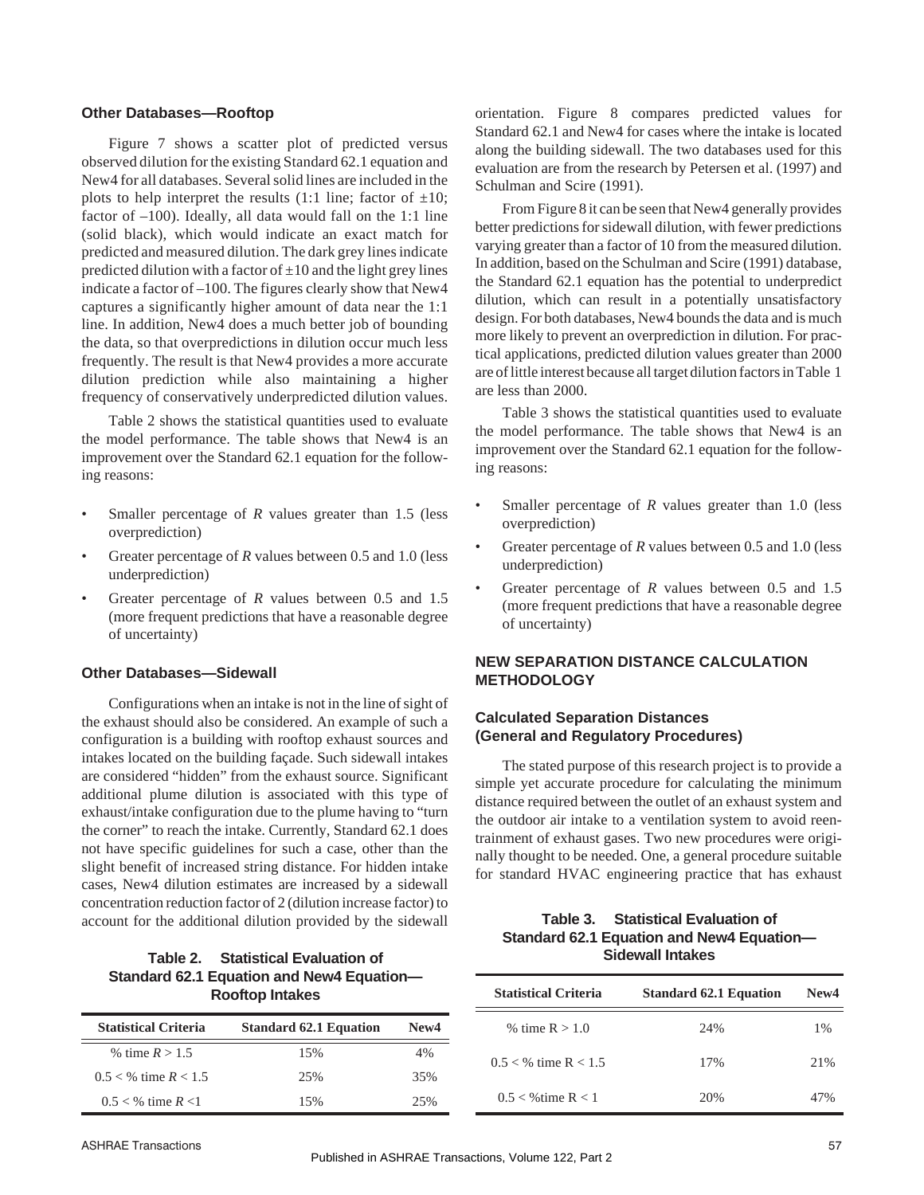### Other Databases—Rooftop

Figure 7 shows a scatter plot of predicted versus observed dilution for the existing Standard 62.1 equation and New4 for all databases. Several solid lines are included in the plots to help interpret the results (1:1 line; factor of ±10; factor of –100). Ideally, all data would fall on the 1:1 line (solid black), which would indicate an exact match for predicted and measured dilution. The dark grey lines indicate predicted dilution with a factor of ±10 and the light grey lines indicate a factor of –100. The figures clearly show that New4 captures a significantly higher amount of data near the 1:1 line. In addition, New4 does a much better job of bounding the data, so that overpredictions in dilution occur much less frequently. The result is that New4 provides a more accurate dilution prediction while also maintaining a higher frequency of conservatively underpredicted dilution values.

Table 2 shows the statistical quantities used to evaluate the model performance. The table shows that New4 is an improvement over the Standard 62.1 equation for the following reasons:

- Smaller percentage of *R* values greater than 1.5 (less overprediction)
- Greater percentage of *R* values between 0.5 and 1.0 (less underprediction)
- Greater percentage of *R* values between 0.5 and 1.5 (more frequent predictions that have a reasonable degree of uncertainty)

**Table 2. Statistical Evaluation of Standard 62.1 Equation and New4 Equation—Rooftop Intakes**

| Statistical Criteria | Standard 62.1 Equation | New4 |
|---|---|---|
| % time $R > 1.5$ | 15% | 4% |
| $0.5 <$ % time $R < 1.5$ | 25% | 35% |
| $0.5 <$ % time $R < 1$ | 15% | 25% |

### Other Databases—Sidewall

Configurations when an intake is not in the line of sight of the exhaust should also be considered. An example of such a configuration is a building with rooftop exhaust sources and intakes located on the building façade. Such sidewall intakes are considered "hidden" from the exhaust source. Significant additional plume dilution is associated with this type of exhaust/intake configuration due to the plume having to "turn the corner" to reach the intake. Currently, Standard 62.1 does not have specific guidelines for such a case, other than the slight benefit of increased string distance. For hidden intake cases, New4 dilution estimates are increased by a sidewall concentration reduction factor of 2 (dilution increase factor) to account for the additional dilution provided by the sidewall orientation. Figure 8 compares predicted values for Standard 62.1 and New4 for cases where the intake is located along the building sidewall. The two databases used for this evaluation are from the research by Petersen et al. (1997) and Schulman and Scire (1991).

From Figure 8 it can be seen that New4 generally provides better predictions for sidewall dilution, with fewer predictions varying greater than a factor of 10 from the measured dilution. In addition, based on the Schulman and Scire (1991) database, the Standard 62.1 equation has the potential to underpredict dilution, which can result in a potentially unsatisfactory design. For both databases, New4 bounds the data and is much more likely to prevent an overprediction in dilution. For practical applications, predicted dilution values greater than 2000 are of little interest because all target dilution factors in Table 1 are less than 2000.

Table 3 shows the statistical quantities used to evaluate the model performance. The table shows that New4 is an improvement over the Standard 62.1 equation for the following reasons:

- Smaller percentage of *R* values greater than 1.0 (less overprediction)
- Greater percentage of *R* values between 0.5 and 1.0 (less underprediction)
- Greater percentage of *R* values between 0.5 and 1.5 (more frequent predictions that have a reasonable degree of uncertainty)

**Table 3. Statistical Evaluation of Standard 62.1 Equation and New4 Equation—Sidewall Intakes**

| Statistical Criteria | Standard 62.1 Equation | New4 |
|---|---|---|
| % time $R > 1.0$ | 24% | 1% |
| $0.5 <$ % time $R < 1.5$ | 17% | 21% |
| $0.5 <$ %time $R < 1$ | 20% | 47% |

## NEW SEPARATION DISTANCE CALCULATION METHODOLOGY

### Calculated Separation Distances (General and Regulatory Procedures)

The stated purpose of this research project is to provide a simple yet accurate procedure for calculating the minimum distance required between the outlet of an exhaust system and the outdoor air intake to a ventilation system to avoid reentrainment of exhaust gases. Two new procedures were originally thought to be needed. One, a general procedure suitable for standard HVAC engineering practice that has exhaust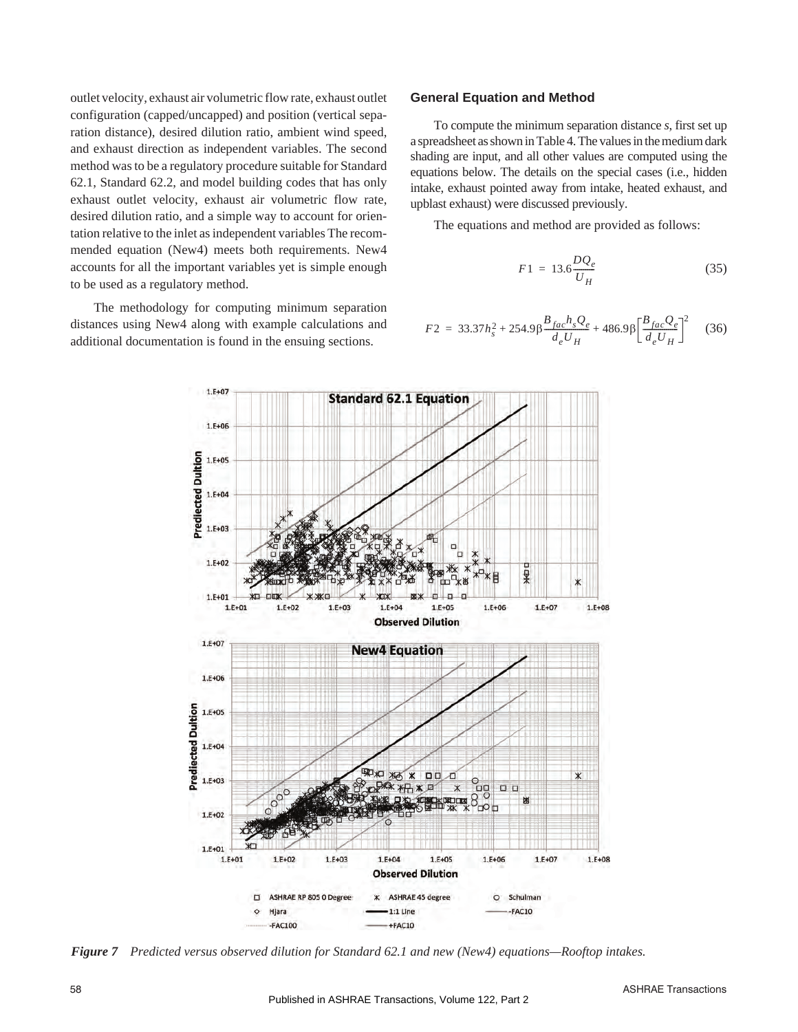outlet velocity, exhaust air volumetric flow rate, exhaust outlet configuration (capped/uncapped) and position (vertical separation distance), desired dilution ratio, ambient wind speed, and exhaust direction as independent variables. The second method was to be a regulatory procedure suitable for Standard 62.1, Standard 62.2, and model building codes that has only exhaust outlet velocity, exhaust air volumetric flow rate, desired dilution ratio, and a simple way to account for orientation relative to the inlet as independent variables The recommended equation (New4) meets both requirements. New4 accounts for all the important variables yet is simple enough to be used as a regulatory method.

The methodology for computing minimum separation distances using New4 along with example calculations and additional documentation is found in the ensuing sections.

## General Equation and Method

To compute the minimum separation distance *s*, first set up a spreadsheet as shown in Table 4. The values in the medium dark shading are input, and all other values are computed using the equations below. The details on the special cases (i.e., hidden intake, exhaust pointed away from intake, heated exhaust, and upblast exhaust) were discussed previously.

The equations and method are provided as follows:

$$F1 = 13.6\frac{DQ_e}{U_H} \tag{35}$$

$$F2 = 33.37h_s^2 + 254.9\beta\frac{B_{fac}h_sQ_e}{d_eU_H} + 486.9\beta\left[\frac{B_{fac}Q_e}{d_eU_H}\right]^2 \tag{36}$$

*Figure 7 Predicted versus observed dilution for Standard 62.1 and new (New4) equations—Rooftop intakes.*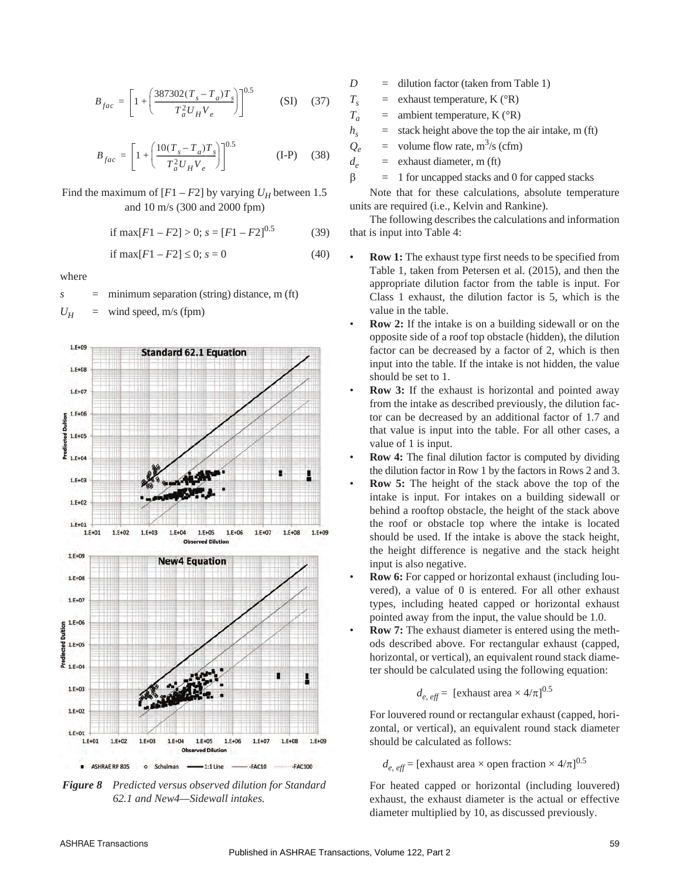$$B_{fac} = \left[1 + \left(\frac{387302(T_s - T_a)T_s}{T_a^2 U_H V_e}\right)\right]^{0.5} \qquad \text{(SI)} \quad (37)$$

$$B_{fac} = \left[1 + \left(\frac{10(T_s - T_a)T_s}{T_a^2 U_H V_e}\right)\right]^{0.5} \qquad \text{(I-P)} \quad (38)$$

Find the maximum of $[F1 - F2]$ by varying $U_H$ between 1.5 and 10 m/s (300 and 2000 fpm)

$$\text{if } \max[F1 - F2] > 0;\ s = [F1 - F2]^{0.5} \qquad (39)$$

$$\text{if } \max[F1 - F2] \le 0;\ s = 0 \qquad (40)$$

where

$s$ = minimum separation (string) distance, m (ft)

$U_H$ = wind speed, m/s (fpm)

*Figure 8 Predicted versus observed dilution for Standard 62.1 and New4—Sidewall intakes.*

$D$ = dilution factor (taken from Table 1)

$T_s$ = exhaust temperature, K (°R)

$T_a$ = ambient temperature, K (°R)

$h_s$ = stack height above the top the air intake, m (ft)

$Q_e$ = volume flow rate, $m^3$/s (cfm)

$d_e$ = exhaust diameter, m (ft)

$\beta$ = 1 for uncapped stacks and 0 for capped stacks

Note that for these calculations, absolute temperature units are required (i.e., Kelvin and Rankine).

The following describes the calculations and information that is input into Table 4:

- **Row 1:** The exhaust type first needs to be specified from Table 1, taken from Petersen et al. (2015), and then the appropriate dilution factor from the table is input. For Class 1 exhaust, the dilution factor is 5, which is the value in the table.
- **Row 2:** If the intake is on a building sidewall or on the opposite side of a roof top obstacle (hidden), the dilution factor can be decreased by a factor of 2, which is then input into the table. If the intake is not hidden, the value should be set to 1.
- **Row 3:** If the exhaust is horizontal and pointed away from the intake as described previously, the dilution factor can be decreased by an additional factor of 1.7 and that value is input into the table. For all other cases, a value of 1 is input.
- **Row 4:** The final dilution factor is computed by dividing the dilution factor in Row 1 by the factors in Rows 2 and 3.
- **Row 5:** The height of the stack above the top of the intake is input. For intakes on a building sidewall or behind a rooftop obstacle, the height of the stack above the roof or obstacle top where the intake is located should be used. If the intake is above the stack height, the height difference is negative and the stack height input is also negative.
- **Row 6:** For capped or horizontal exhaust (including louvered), a value of 0 is entered. For all other exhaust types, including heated capped or horizontal exhaust pointed away from the input, the value should be 1.0.
- **Row 7:** The exhaust diameter is entered using the methods described above. For rectangular exhaust (capped, horizontal, or vertical), an equivalent round stack diameter should be calculated using the following equation:

  $$d_{e,\,eff} = [\text{exhaust area} \times 4/\pi]^{0.5}$$

  For louvered round or rectangular exhaust (capped, horizontal, or vertical), an equivalent round stack diameter should be calculated as follows:

  $$d_{e,\,eff} = [\text{exhaust area} \times \text{open fraction} \times 4/\pi]^{0.5}$$

  For heated capped or horizontal (including louvered) exhaust, the exhaust diameter is the actual or effective diameter multiplied by 10, as discussed previously.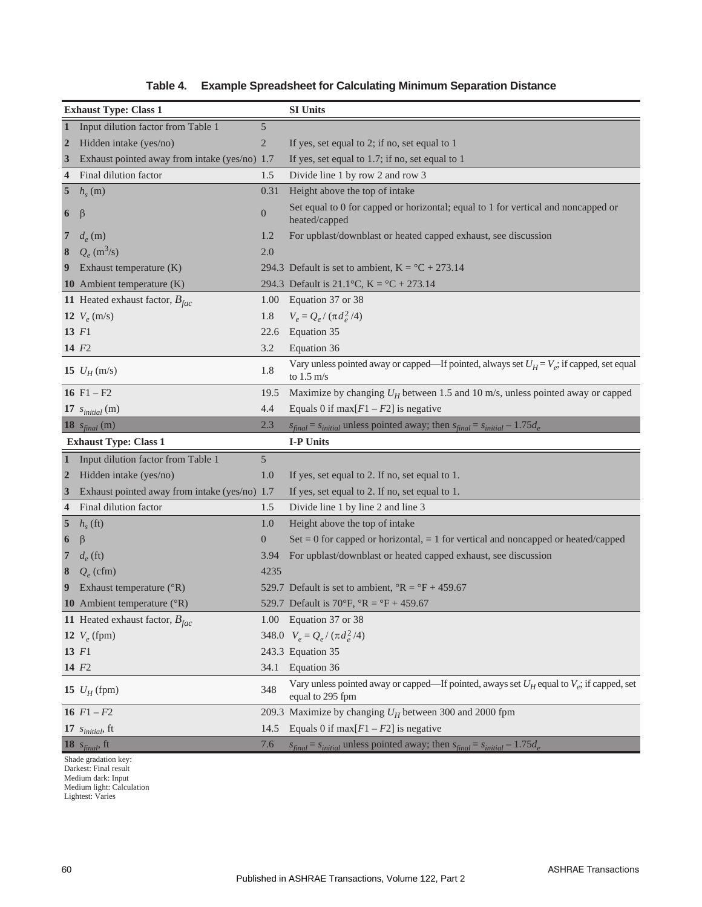**Table 4. Example Spreadsheet for Calculating Minimum Separation Distance**

| | Exhaust Type: Class 1 | | SI Units |
|---|---|---|---|
| 1 | Input dilution factor from Table 1 | 5 | |
| 2 | Hidden intake (yes/no) | 2 | If yes, set equal to 2; if no, set equal to 1 |
| 3 | Exhaust pointed away from intake (yes/no) | 1.7 | If yes, set equal to 1.7; if no, set equal to 1 |
| 4 | Final dilution factor | 1.5 | Divide line 1 by row 2 and row 3 |
| 5 | $h_s$ (m) | 0.31 | Height above the top of intake |
| 6 | $\beta$ | 0 | Set equal to 0 for capped or horizontal; equal to 1 for vertical and noncapped or heated/capped |
| 7 | $d_e$ (m) | 1.2 | For upblast/downblast or heated capped exhaust, see discussion |
| 8 | $Q_e$ ($m^3/s$) | 2.0 | |
| 9 | Exhaust temperature (K) | 294.3 | Default is set to ambient, K = °C + 273.14 |
| 10 | Ambient temperature (K) | 294.3 | Default is 21.1°C, K = °C + 273.14 |
| 11 | Heated exhaust factor, $B_{fac}$ | 1.00 | Equation 37 or 38 |
| 12 | $V_e$ (m/s) | 1.8 | $V_e = Q_e / (\pi d_e^2/4)$ |
| 13 | $F1$ | 22.6 | Equation 35 |
| 14 | $F2$ | 3.2 | Equation 36 |
| 15 | $U_H$ (m/s) | 1.8 | Vary unless pointed away or capped—If pointed, always set $U_H = V_e$; if capped, set equal to 1.5 m/s |
| 16 | F1 – F2 | 19.5 | Maximize by changing $U_H$ between 1.5 and 10 m/s, unless pointed away or capped |
| 17 | $s_{initial}$ (m) | 4.4 | Equals 0 if max[$F1 - F2$] is negative |
| 18 | $s_{final}$ (m) | 2.3 | $s_{final} = s_{initial}$ unless pointed away; then $s_{final} = s_{initial} - 1.75d_e$ |
| | **Exhaust Type: Class 1** | | **I-P Units** |
| 1 | Input dilution factor from Table 1 | 5 | |
| 2 | Hidden intake (yes/no) | 1.0 | If yes, set equal to 2. If no, set equal to 1. |
| 3 | Exhaust pointed away from intake (yes/no) | 1.7 | If yes, set equal to 2. If no, set equal to 1. |
| 4 | Final dilution factor | 1.5 | Divide line 1 by line 2 and line 3 |
| 5 | $h_s$ (ft) | 1.0 | Height above the top of intake |
| 6 | $\beta$ | 0 | Set = 0 for capped or horizontal, = 1 for vertical and noncapped or heated/capped |
| 7 | $d_e$ (ft) | 3.94 | For upblast/downblast or heated capped exhaust, see discussion |
| 8 | $Q_e$ (cfm) | 4235 | |
| 9 | Exhaust temperature (°R) | 529.7 | Default is set to ambient, °R = °F + 459.67 |
| 10 | Ambient temperature (°R) | 529.7 | Default is 70°F, °R = °F + 459.67 |
| 11 | Heated exhaust factor, $B_{fac}$ | 1.00 | Equation 37 or 38 |
| 12 | $V_e$ (fpm) | 348.0 | $V_e = Q_e / (\pi d_e^2/4)$ |
| 13 | $F1$ | 243.3 | Equation 35 |
| 14 | $F2$ | 34.1 | Equation 36 |
| 15 | $U_H$ (fpm) | 348 | Vary unless pointed away or capped—If pointed, aways set $U_H$ equal to $V_e$; if capped, set equal to 295 fpm |
| 16 | $F1 - F2$ | 209.3 | Maximize by changing $U_H$ between 300 and 2000 fpm |
| 17 | $s_{initial}$, ft | 14.5 | Equals 0 if max[$F1 - F2$] is negative |
| 18 | $s_{final}$, ft | 7.6 | $s_{final} = s_{initial}$ unless pointed away; then $s_{final} = s_{initial} - 1.75d_e$ |

Shade gradation key:
Darkest: Final result
Medium dark: Input
Medium light: Calculation
Lightest: Varies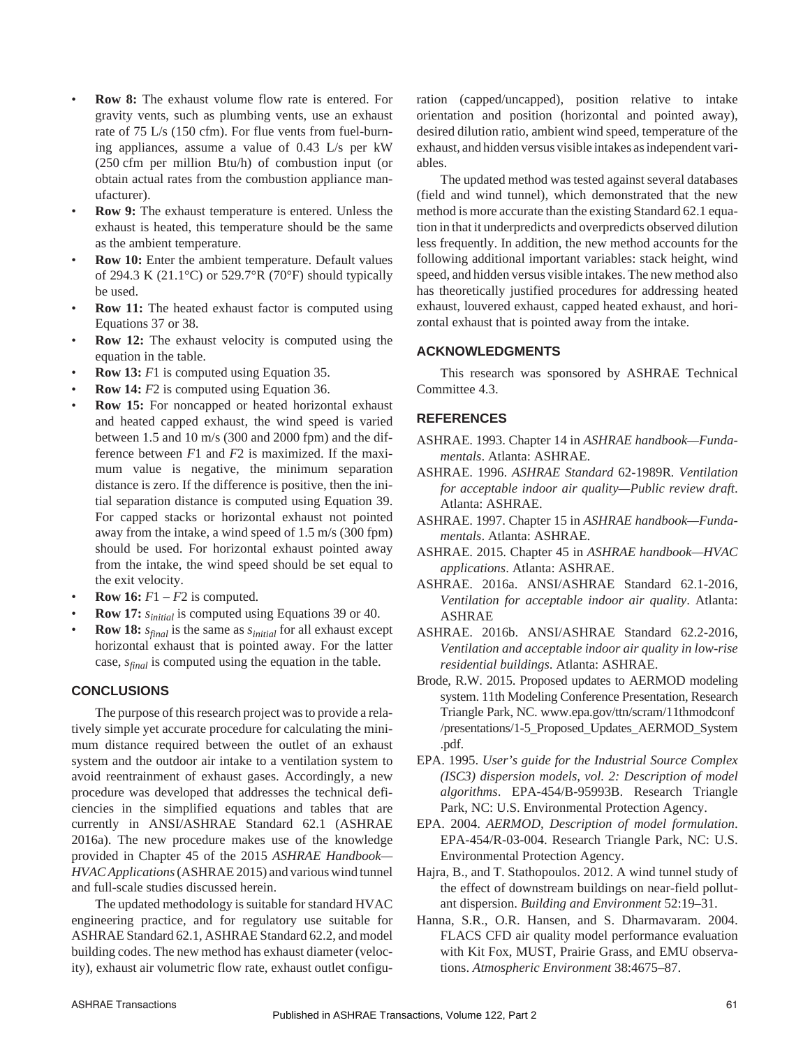- **Row 8:** The exhaust volume flow rate is entered. For gravity vents, such as plumbing vents, use an exhaust rate of 75 L/s (150 cfm). For flue vents from fuel-burning appliances, assume a value of 0.43 L/s per kW (250 cfm per million Btu/h) of combustion input (or obtain actual rates from the combustion appliance manufacturer).
- **Row 9:** The exhaust temperature is entered. Unless the exhaust is heated, this temperature should be the same as the ambient temperature.
- **Row 10:** Enter the ambient temperature. Default values of 294.3 K (21.1°C) or 529.7°R (70°F) should typically be used.
- **Row 11:** The heated exhaust factor is computed using Equations 37 or 38.
- **Row 12:** The exhaust velocity is computed using the equation in the table.
- **Row 13:** $F1$ is computed using Equation 35.
- **Row 14:** $F2$ is computed using Equation 36.
- **Row 15:** For noncapped or heated horizontal exhaust and heated capped exhaust, the wind speed is varied between 1.5 and 10 m/s (300 and 2000 fpm) and the difference between $F1$ and $F2$ is maximized. If the maximum value is negative, the minimum separation distance is zero. If the difference is positive, then the initial separation distance is computed using Equation 39. For capped stacks or horizontal exhaust not pointed away from the intake, a wind speed of 1.5 m/s (300 fpm) should be used. For horizontal exhaust pointed away from the intake, the wind speed should be set equal to the exit velocity.
- **Row 16:** $F1 - F2$ is computed.
- **Row 17:** $s_{initial}$ is computed using Equations 39 or 40.
- **Row 18:** $s_{final}$ is the same as $s_{initial}$ for all exhaust except horizontal exhaust that is pointed away. For the latter case, $s_{final}$ is computed using the equation in the table.

## CONCLUSIONS

The purpose of this research project was to provide a relatively simple yet accurate procedure for calculating the minimum distance required between the outlet of an exhaust system and the outdoor air intake to a ventilation system to avoid reentrainment of exhaust gases. Accordingly, a new procedure was developed that addresses the technical deficiencies in the simplified equations and tables that are currently in ANSI/ASHRAE Standard 62.1 (ASHRAE 2016a). The new procedure makes use of the knowledge provided in Chapter 45 of the 2015 *ASHRAE Handbook—HVAC Applications* (ASHRAE 2015) and various wind tunnel and full-scale studies discussed herein.

The updated methodology is suitable for standard HVAC engineering practice, and for regulatory use suitable for ASHRAE Standard 62.1, ASHRAE Standard 62.2, and model building codes. The new method has exhaust diameter (velocity), exhaust air volumetric flow rate, exhaust outlet configuration (capped/uncapped), position relative to intake orientation and position (horizontal and pointed away), desired dilution ratio, ambient wind speed, temperature of the exhaust, and hidden versus visible intakes as independent variables.

The updated method was tested against several databases (field and wind tunnel), which demonstrated that the new method is more accurate than the existing Standard 62.1 equation in that it underpredicts and overpredicts observed dilution less frequently. In addition, the new method accounts for the following additional important variables: stack height, wind speed, and hidden versus visible intakes. The new method also has theoretically justified procedures for addressing heated exhaust, louvered exhaust, capped heated exhaust, and horizontal exhaust that is pointed away from the intake.

## ACKNOWLEDGMENTS

This research was sponsored by ASHRAE Technical Committee 4.3.

## REFERENCES

ASHRAE. 1993. Chapter 14 in *ASHRAE handbook—Fundamentals*. Atlanta: ASHRAE.

ASHRAE. 1996. *ASHRAE Standard* 62-1989R. *Ventilation for acceptable indoor air quality—Public review draft*. Atlanta: ASHRAE.

ASHRAE. 1997. Chapter 15 in *ASHRAE handbook—Fundamentals*. Atlanta: ASHRAE.

ASHRAE. 2015. Chapter 45 in *ASHRAE handbook—HVAC applications*. Atlanta: ASHRAE.

ASHRAE. 2016a. ANSI/ASHRAE Standard 62.1-2016, *Ventilation for acceptable indoor air quality*. Atlanta: ASHRAE

ASHRAE. 2016b. ANSI/ASHRAE Standard 62.2-2016, *Ventilation and acceptable indoor air quality in low-rise residential buildings*. Atlanta: ASHRAE.

Brode, R.W. 2015. Proposed updates to AERMOD modeling system. 11th Modeling Conference Presentation, Research Triangle Park, NC. www.epa.gov/ttn/scram/11thmodconf/presentations/1-5_Proposed_Updates_AERMOD_System.pdf.

EPA. 1995. *User's guide for the Industrial Source Complex (ISC3) dispersion models, vol. 2: Description of model algorithms*. EPA-454/B-95993B. Research Triangle Park, NC: U.S. Environmental Protection Agency.

EPA. 2004. *AERMOD, Description of model formulation*. EPA-454/R-03-004. Research Triangle Park, NC: U.S. Environmental Protection Agency.

Hajra, B., and T. Stathopoulos. 2012. A wind tunnel study of the effect of downstream buildings on near-field pollutant dispersion. *Building and Environment* 52:19–31.

Hanna, S.R., O.R. Hansen, and S. Dharmavaram. 2004. FLACS CFD air quality model performance evaluation with Kit Fox, MUST, Prairie Grass, and EMU observations. *Atmospheric Environment* 38:4675–87.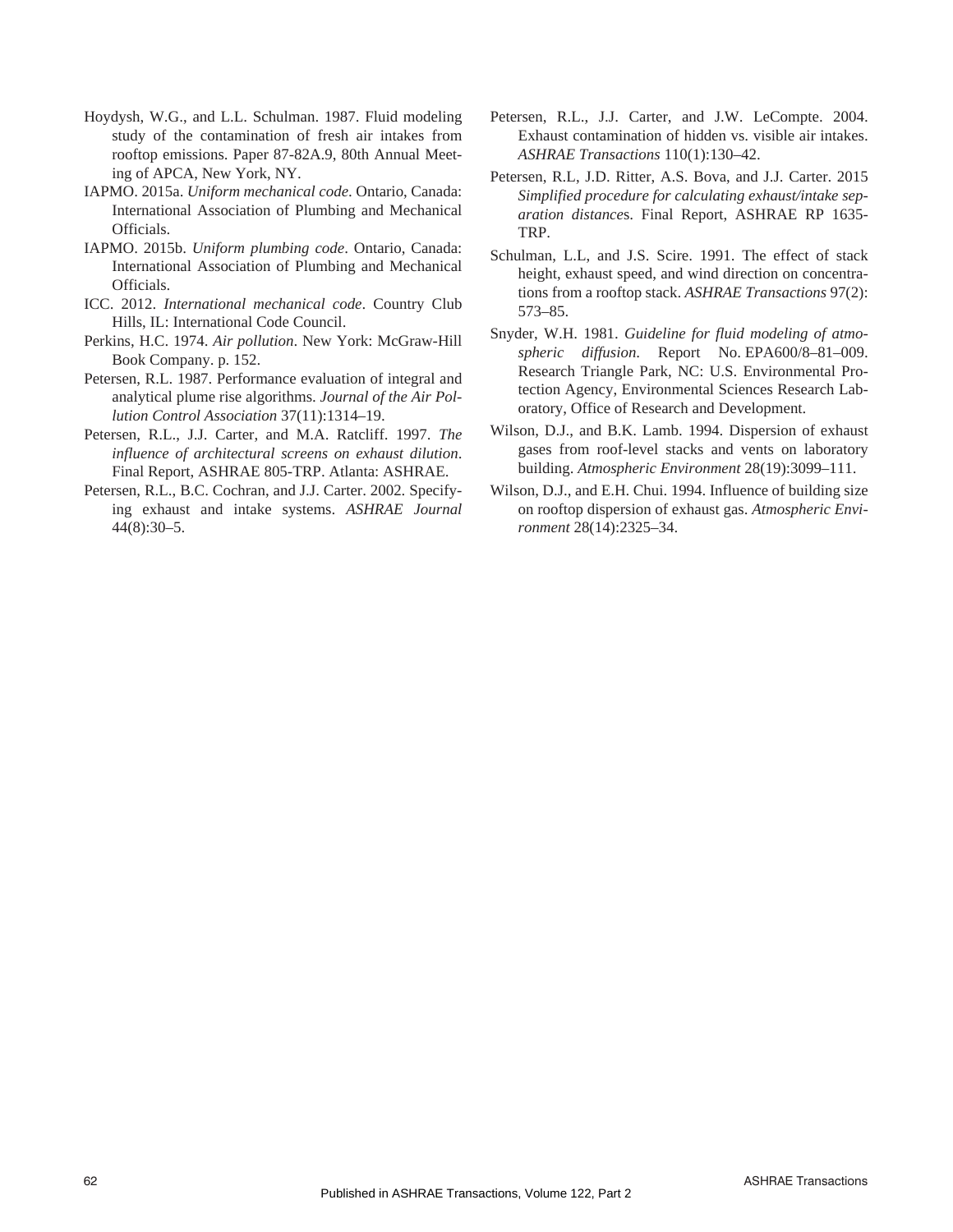Hoydysh, W.G., and L.L. Schulman. 1987. Fluid modeling study of the contamination of fresh air intakes from rooftop emissions. Paper 87-82A.9, 80th Annual Meeting of APCA, New York, NY.

IAPMO. 2015a. *Uniform mechanical code*. Ontario, Canada: International Association of Plumbing and Mechanical Officials.

IAPMO. 2015b. *Uniform plumbing code*. Ontario, Canada: International Association of Plumbing and Mechanical Officials.

ICC. 2012. *International mechanical code*. Country Club Hills, IL: International Code Council.

Perkins, H.C. 1974. *Air pollution*. New York: McGraw-Hill Book Company. p. 152.

Petersen, R.L. 1987. Performance evaluation of integral and analytical plume rise algorithms. *Journal of the Air Pollution Control Association* 37(11):1314–19.

Petersen, R.L., J.J. Carter, and M.A. Ratcliff. 1997. *The influence of architectural screens on exhaust dilution*. Final Report, ASHRAE 805-TRP. Atlanta: ASHRAE.

Petersen, R.L., B.C. Cochran, and J.J. Carter. 2002. Specifying exhaust and intake systems. *ASHRAE Journal* 44(8):30–5.

Petersen, R.L., J.J. Carter, and J.W. LeCompte. 2004. Exhaust contamination of hidden vs. visible air intakes. *ASHRAE Transactions* 110(1):130–42.

Petersen, R.L, J.D. Ritter, A.S. Bova, and J.J. Carter. 2015 *Simplified procedure for calculating exhaust/intake separation distance*s. Final Report, ASHRAE RP 1635-TRP.

Schulman, L.L, and J.S. Scire. 1991. The effect of stack height, exhaust speed, and wind direction on concentrations from a rooftop stack. *ASHRAE Transactions* 97(2): 573–85.

Snyder, W.H. 1981. *Guideline for fluid modeling of atmospheric diffusion*. Report No. EPA600/8–81–009. Research Triangle Park, NC: U.S. Environmental Protection Agency, Environmental Sciences Research Laboratory, Office of Research and Development.

Wilson, D.J., and B.K. Lamb. 1994. Dispersion of exhaust gases from roof-level stacks and vents on laboratory building. *Atmospheric Environment* 28(19):3099–111.

Wilson, D.J., and E.H. Chui. 1994. Influence of building size on rooftop dispersion of exhaust gas. *Atmospheric Environment* 28(14):2325–34.